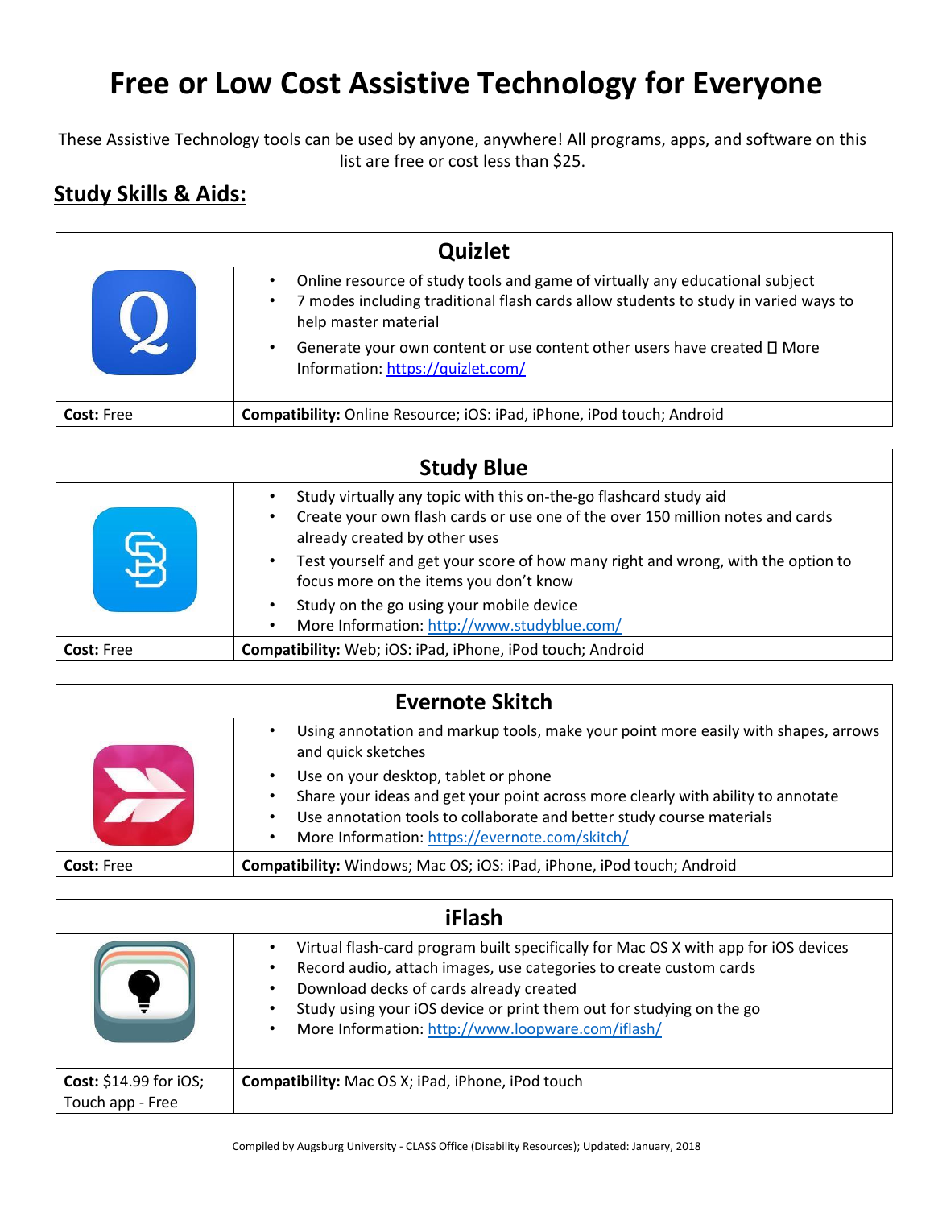# Free or Low Cost Assistive Technology for Everyone

These Assistive Technology tools can be used by anyone, anywhere! All programs, apps, and software on this list are free or cost less than $25.

## Study Skills & Aids:

### Quizlet

- Online resource of study tools and game of virtually any educational subject
- 7 modes including traditional flash cards allow students to study in varied ways to help master material
- Generate your own content or use content other users have created  More Information: https://quizlet.com/

**Cost:** Free

**Compatibility:** Online Resource; iOS: iPad, iPhone, iPod touch; Android

### Study Blue

- Study virtually any topic with this on-the-go flashcard study aid
- Create your own flash cards or use one of the over 150 million notes and cards already created by other uses
- Test yourself and get your score of how many right and wrong, with the option to focus more on the items you don't know
- Study on the go using your mobile device
- More Information: http://www.studyblue.com/

**Cost:** Free

**Compatibility:** Web; iOS: iPad, iPhone, iPod touch; Android

### Evernote Skitch

- Using annotation and markup tools, make your point more easily with shapes, arrows and quick sketches
- Use on your desktop, tablet or phone
- Share your ideas and get your point across more clearly with ability to annotate
- Use annotation tools to collaborate and better study course materials
- More Information: https://evernote.com/skitch/

**Cost:** Free

**Compatibility:** Windows; Mac OS; iOS: iPad, iPhone, iPod touch; Android

### iFlash

- Virtual flash-card program built specifically for Mac OS X with app for iOS devices
- Record audio, attach images, use categories to create custom cards
- Download decks of cards already created
- Study using your iOS device or print them out for studying on the go
- More Information: http://www.loopware.com/iflash/

**Cost:** $14.99 for iOS; Touch app - Free

**Compatibility:** Mac OS X; iPad, iPhone, iPod touch

Compiled by Augsburg University - CLASS Office (Disability Resources); Updated: January, 2018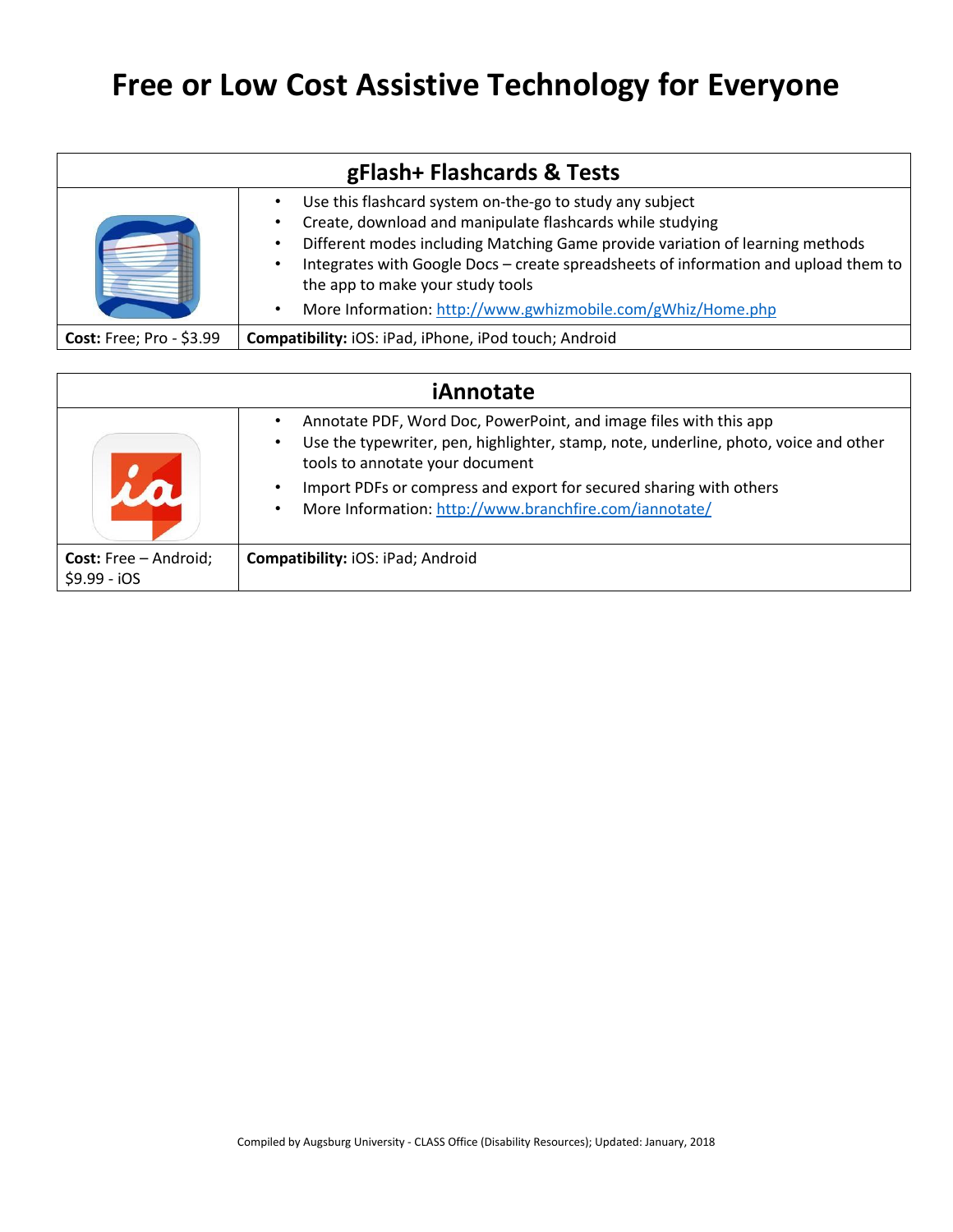# Free or Low Cost Assistive Technology for Everyone

| gFlash+ Flashcards & Tests | |
|---|---|
| | • Use this flashcard system on-the-go to study any subject<br>• Create, download and manipulate flashcards while studying<br>• Different modes including Matching Game provide variation of learning methods<br>• Integrates with Google Docs – create spreadsheets of information and upload them to the app to make your study tools<br>• More Information: http://www.gwhizmobile.com/gWhiz/Home.php |
| **Cost:** Free; Pro - $3.99 | **Compatibility:** iOS: iPad, iPhone, iPod touch; Android |

| iAnnotate | |
|---|---|
| | • Annotate PDF, Word Doc, PowerPoint, and image files with this app<br>• Use the typewriter, pen, highlighter, stamp, note, underline, photo, voice and other tools to annotate your document<br>• Import PDFs or compress and export for secured sharing with others<br>• More Information: http://www.branchfire.com/iannotate/ |
| **Cost:** Free – Android; $9.99 - iOS | **Compatibility:** iOS: iPad; Android |

Compiled by Augsburg University - CLASS Office (Disability Resources); Updated: January, 2018